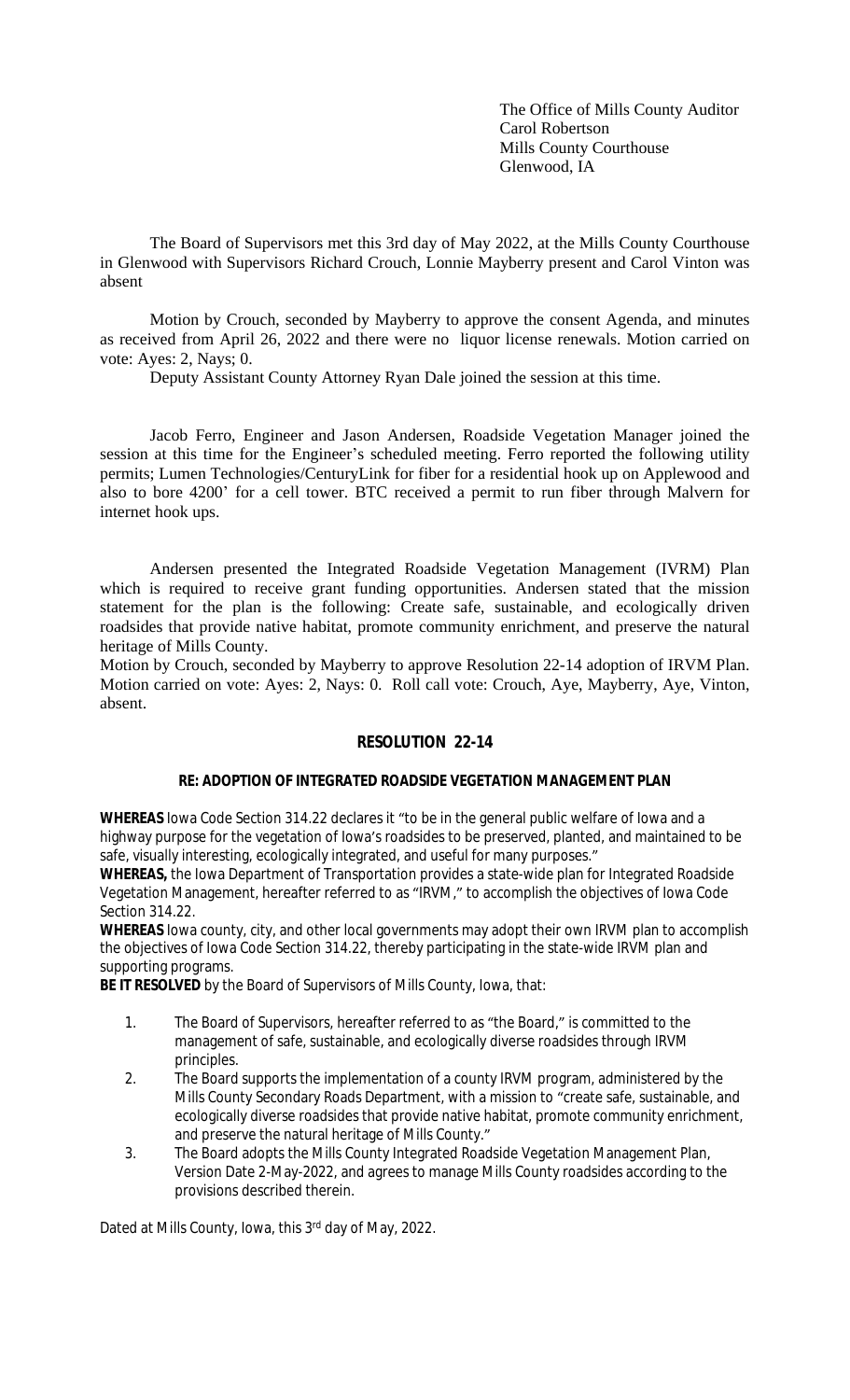The Office of Mills County Auditor
Carol Robertson
Mills County Courthouse
Glenwood, IA

The Board of Supervisors met this 3rd day of May 2022, at the Mills County Courthouse in Glenwood with Supervisors Richard Crouch, Lonnie Mayberry present and Carol Vinton was absent

Motion by Crouch, seconded by Mayberry to approve the consent Agenda, and minutes as received from April 26, 2022 and there were no liquor license renewals. Motion carried on vote: Ayes: 2, Nays; 0.

Deputy Assistant County Attorney Ryan Dale joined the session at this time.

Jacob Ferro, Engineer and Jason Andersen, Roadside Vegetation Manager joined the session at this time for the Engineer's scheduled meeting. Ferro reported the following utility permits; Lumen Technologies/CenturyLink for fiber for a residential hook up on Applewood and also to bore 4200' for a cell tower. BTC received a permit to run fiber through Malvern for internet hook ups.

Andersen presented the Integrated Roadside Vegetation Management (IVRM) Plan which is required to receive grant funding opportunities. Andersen stated that the mission statement for the plan is the following: Create safe, sustainable, and ecologically driven roadsides that provide native habitat, promote community enrichment, and preserve the natural heritage of Mills County.

Motion by Crouch, seconded by Mayberry to approve Resolution 22-14 adoption of IRVM Plan. Motion carried on vote: Ayes: 2, Nays: 0. Roll call vote: Crouch, Aye, Mayberry, Aye, Vinton, absent.

## RESOLUTION 22-14

### RE: ADOPTION OF INTEGRATED ROADSIDE VEGETATION MANAGEMENT PLAN

**WHEREAS** Iowa Code Section 314.22 declares it "to be in the general public welfare of Iowa and a highway purpose for the vegetation of Iowa's roadsides to be preserved, planted, and maintained to be safe, visually interesting, ecologically integrated, and useful for many purposes."

**WHEREAS,** the Iowa Department of Transportation provides a state-wide plan for Integrated Roadside Vegetation Management, hereafter referred to as "IRVM," to accomplish the objectives of Iowa Code Section 314.22.

**WHEREAS** Iowa county, city, and other local governments may adopt their own IRVM plan to accomplish the objectives of Iowa Code Section 314.22, thereby participating in the state-wide IRVM plan and supporting programs.

**BE IT RESOLVED** by the Board of Supervisors of Mills County, Iowa, that:

1. The Board of Supervisors, hereafter referred to as "the Board," is committed to the management of safe, sustainable, and ecologically diverse roadsides through IRVM principles.
2. The Board supports the implementation of a county IRVM program, administered by the Mills County Secondary Roads Department, with a mission to "create safe, sustainable, and ecologically diverse roadsides that provide native habitat, promote community enrichment, and preserve the natural heritage of Mills County."
3. The Board adopts the Mills County Integrated Roadside Vegetation Management Plan, Version Date 2-May-2022, and agrees to manage Mills County roadsides according to the provisions described therein.

Dated at Mills County, Iowa, this 3rd day of May, 2022.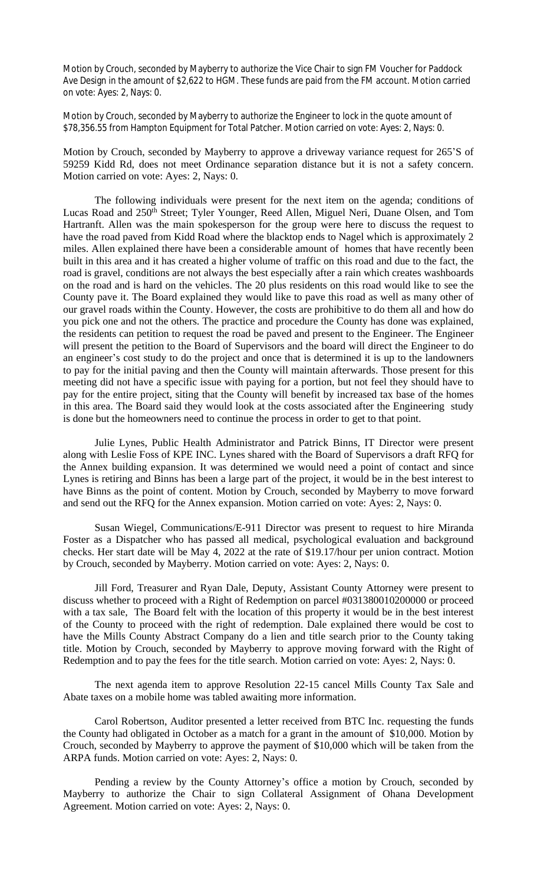Motion by Crouch, seconded by Mayberry to authorize the Vice Chair to sign FM Voucher for Paddock Ave Design in the amount of $2,622 to HGM. These funds are paid from the FM account. Motion carried on vote: Ayes: 2, Nays: 0.

Motion by Crouch, seconded by Mayberry to authorize the Engineer to lock in the quote amount of $78,356.55 from Hampton Equipment for Total Patcher. Motion carried on vote: Ayes: 2, Nays: 0.

Motion by Crouch, seconded by Mayberry to approve a driveway variance request for 265'S of 59259 Kidd Rd, does not meet Ordinance separation distance but it is not a safety concern. Motion carried on vote: Ayes: 2, Nays: 0.

The following individuals were present for the next item on the agenda; conditions of Lucas Road and 250th Street; Tyler Younger, Reed Allen, Miguel Neri, Duane Olsen, and Tom Hartranft. Allen was the main spokesperson for the group were here to discuss the request to have the road paved from Kidd Road where the blacktop ends to Nagel which is approximately 2 miles. Allen explained there have been a considerable amount of homes that have recently been built in this area and it has created a higher volume of traffic on this road and due to the fact, the road is gravel, conditions are not always the best especially after a rain which creates washboards on the road and is hard on the vehicles. The 20 plus residents on this road would like to see the County pave it. The Board explained they would like to pave this road as well as many other of our gravel roads within the County. However, the costs are prohibitive to do them all and how do you pick one and not the others. The practice and procedure the County has done was explained, the residents can petition to request the road be paved and present to the Engineer. The Engineer will present the petition to the Board of Supervisors and the board will direct the Engineer to do an engineer's cost study to do the project and once that is determined it is up to the landowners to pay for the initial paving and then the County will maintain afterwards. Those present for this meeting did not have a specific issue with paying for a portion, but not feel they should have to pay for the entire project, siting that the County will benefit by increased tax base of the homes in this area. The Board said they would look at the costs associated after the Engineering study is done but the homeowners need to continue the process in order to get to that point.

Julie Lynes, Public Health Administrator and Patrick Binns, IT Director were present along with Leslie Foss of KPE INC. Lynes shared with the Board of Supervisors a draft RFQ for the Annex building expansion. It was determined we would need a point of contact and since Lynes is retiring and Binns has been a large part of the project, it would be in the best interest to have Binns as the point of content. Motion by Crouch, seconded by Mayberry to move forward and send out the RFQ for the Annex expansion. Motion carried on vote: Ayes: 2, Nays: 0.

Susan Wiegel, Communications/E-911 Director was present to request to hire Miranda Foster as a Dispatcher who has passed all medical, psychological evaluation and background checks. Her start date will be May 4, 2022 at the rate of $19.17/hour per union contract. Motion by Crouch, seconded by Mayberry. Motion carried on vote: Ayes: 2, Nays: 0.

Jill Ford, Treasurer and Ryan Dale, Deputy, Assistant County Attorney were present to discuss whether to proceed with a Right of Redemption on parcel #031380010200000 or proceed with a tax sale, The Board felt with the location of this property it would be in the best interest of the County to proceed with the right of redemption. Dale explained there would be cost to have the Mills County Abstract Company do a lien and title search prior to the County taking title. Motion by Crouch, seconded by Mayberry to approve moving forward with the Right of Redemption and to pay the fees for the title search. Motion carried on vote: Ayes: 2, Nays: 0.

The next agenda item to approve Resolution 22-15 cancel Mills County Tax Sale and Abate taxes on a mobile home was tabled awaiting more information.

Carol Robertson, Auditor presented a letter received from BTC Inc. requesting the funds the County had obligated in October as a match for a grant in the amount of $10,000. Motion by Crouch, seconded by Mayberry to approve the payment of $10,000 which will be taken from the ARPA funds. Motion carried on vote: Ayes: 2, Nays: 0.

Pending a review by the County Attorney's office a motion by Crouch, seconded by Mayberry to authorize the Chair to sign Collateral Assignment of Ohana Development Agreement. Motion carried on vote: Ayes: 2, Nays: 0.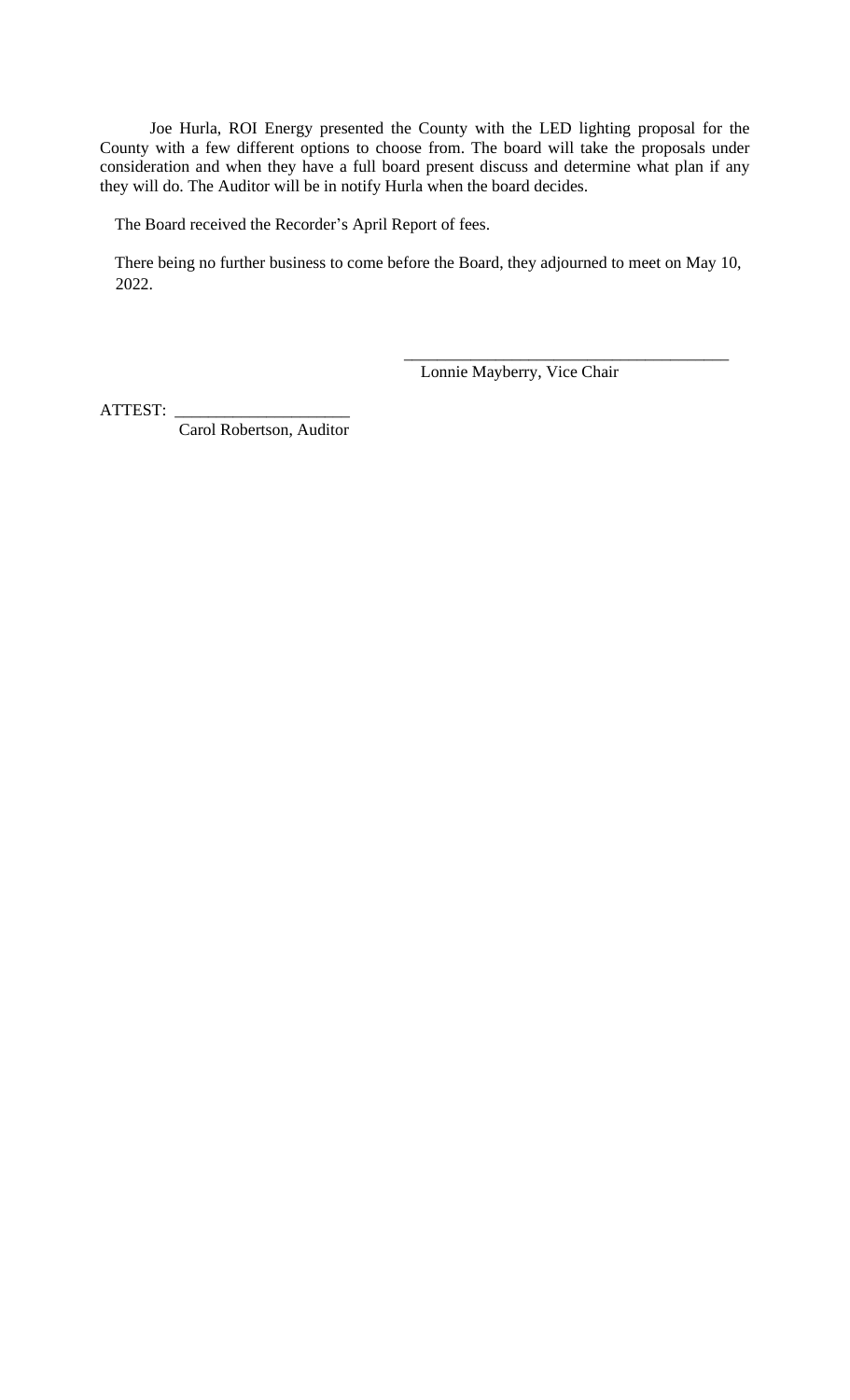Joe Hurla, ROI Energy presented the County with the LED lighting proposal for the County with a few different options to choose from. The board will take the proposals under consideration and when they have a full board present discuss and determine what plan if any they will do. The Auditor will be in notify Hurla when the board decides.

The Board received the Recorder's April Report of fees.

There being no further business to come before the Board, they adjourned to meet on May 10, 2022.

\_\_\_\_\_\_\_\_\_\_\_\_\_\_\_\_\_\_\_\_\_\_\_\_\_\_\_\_\_\_\_\_\_\_\_\_\_\_\_\_

Lonnie Mayberry, Vice Chair

ATTEST: \_\_\_\_\_\_\_\_\_\_\_\_\_\_\_\_\_\_\_\_\_

Carol Robertson, Auditor